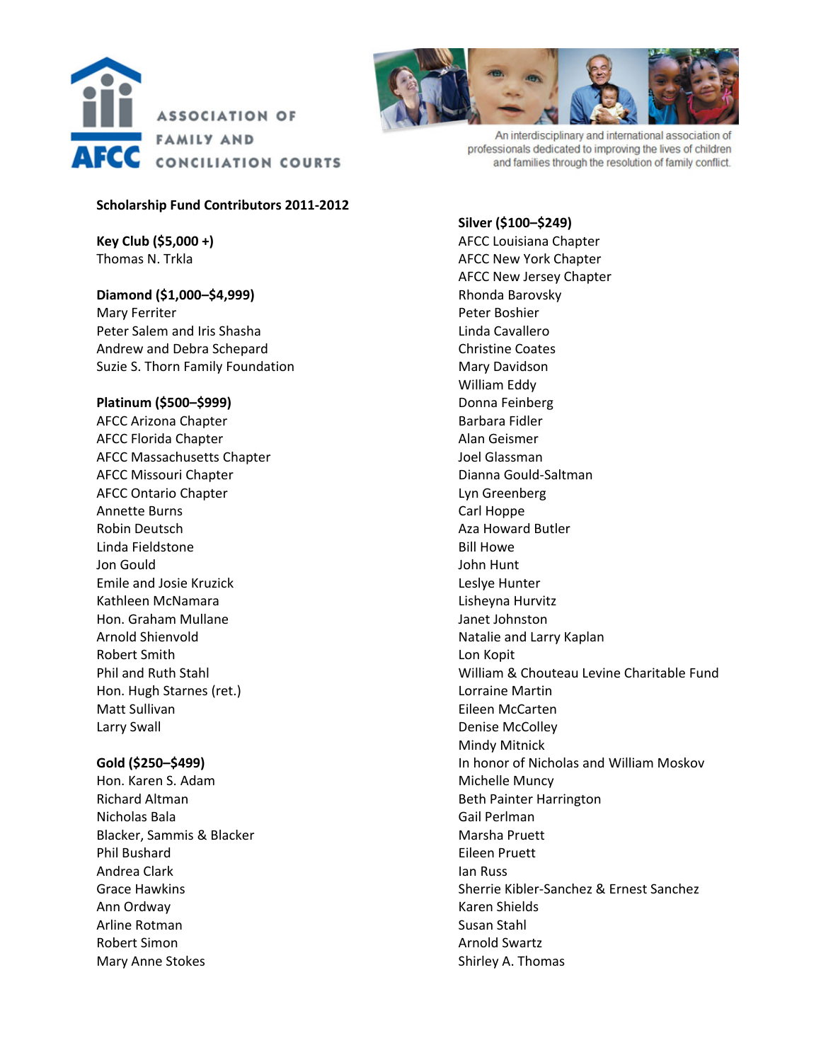ASSOCIATION OF FAMILY AND CONCILIATION COURTS

AFCC

An interdisciplinary and international association of professionals dedicated to improving the lives of children and families through the resolution of family conflict.

## Scholarship Fund Contributors 2011-2012

**Key Club ($5,000 +)**
Thomas N. Trkla

**Diamond ($1,000–$4,999)**
Mary Ferriter
Peter Salem and Iris Shasha
Andrew and Debra Schepard
Suzie S. Thorn Family Foundation

**Platinum ($500–$999)**
AFCC Arizona Chapter
AFCC Florida Chapter
AFCC Massachusetts Chapter
AFCC Missouri Chapter
AFCC Ontario Chapter
Annette Burns
Robin Deutsch
Linda Fieldstone
Jon Gould
Emile and Josie Kruzick
Kathleen McNamara
Hon. Graham Mullane
Arnold Shienvold
Robert Smith
Phil and Ruth Stahl
Hon. Hugh Starnes (ret.)
Matt Sullivan
Larry Swall

**Gold ($250–$499)**
Hon. Karen S. Adam
Richard Altman
Nicholas Bala
Blacker, Sammis & Blacker
Phil Bushard
Andrea Clark
Grace Hawkins
Ann Ordway
Arline Rotman
Robert Simon
Mary Anne Stokes

**Silver ($100–$249)**
AFCC Louisiana Chapter
AFCC New York Chapter
AFCC New Jersey Chapter
Rhonda Barovsky
Peter Boshier
Linda Cavallero
Christine Coates
Mary Davidson
William Eddy
Donna Feinberg
Barbara Fidler
Alan Geismer
Joel Glassman
Dianna Gould-Saltman
Lyn Greenberg
Carl Hoppe
Aza Howard Butler
Bill Howe
John Hunt
Leslye Hunter
Lisheyna Hurvitz
Janet Johnston
Natalie and Larry Kaplan
Lon Kopit
William & Chouteau Levine Charitable Fund
Lorraine Martin
Eileen McCarten
Denise McColley
Mindy Mitnick
In honor of Nicholas and William Moskov
Michelle Muncy
Beth Painter Harrington
Gail Perlman
Marsha Pruett
Eileen Pruett
Ian Russ
Sherrie Kibler-Sanchez & Ernest Sanchez
Karen Shields
Susan Stahl
Arnold Swartz
Shirley A. Thomas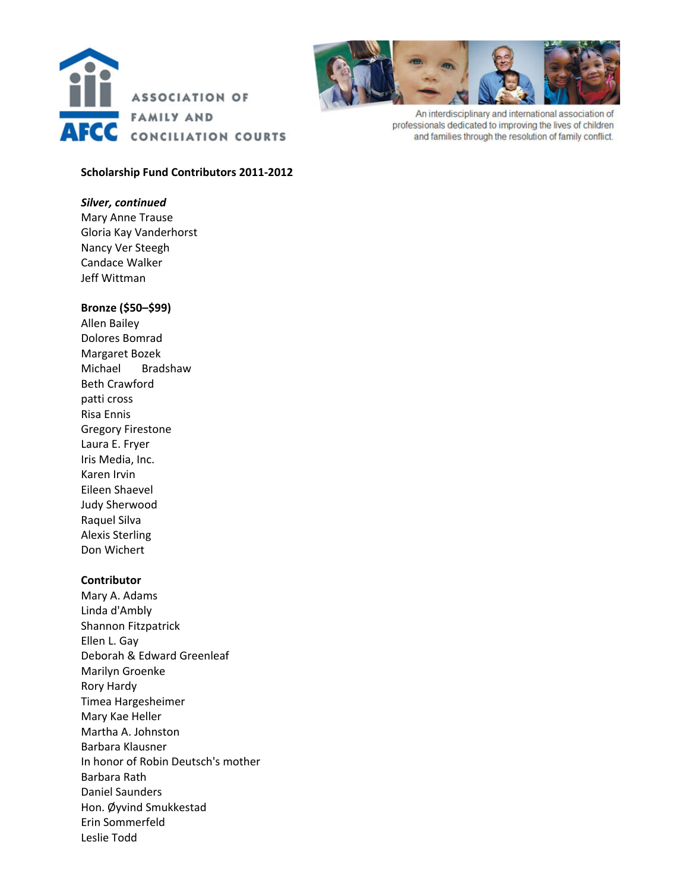ASSOCIATION OF FAMILY AND CONCILIATION COURTS

AFCC

An interdisciplinary and international association of professionals dedicated to improving the lives of children and families through the resolution of family conflict.

**Scholarship Fund Contributors 2011-2012**

***Silver, continued***

Mary Anne Trause
Gloria Kay Vanderhorst
Nancy Ver Steegh
Candace Walker
Jeff Wittman

**Bronze ($50–$99)**

Allen Bailey
Dolores Bomrad
Margaret Bozek
Michael Bradshaw
Beth Crawford
patti cross
Risa Ennis
Gregory Firestone
Laura E. Fryer
Iris Media, Inc.
Karen Irvin
Eileen Shaevel
Judy Sherwood
Raquel Silva
Alexis Sterling
Don Wichert

**Contributor**

Mary A. Adams
Linda d'Ambly
Shannon Fitzpatrick
Ellen L. Gay
Deborah & Edward Greenleaf
Marilyn Groenke
Rory Hardy
Timea Hargesheimer
Mary Kae Heller
Martha A. Johnston
Barbara Klausner
In honor of Robin Deutsch's mother
Barbara Rath
Daniel Saunders
Hon. Øyvind Smukkestad
Erin Sommerfeld
Leslie Todd